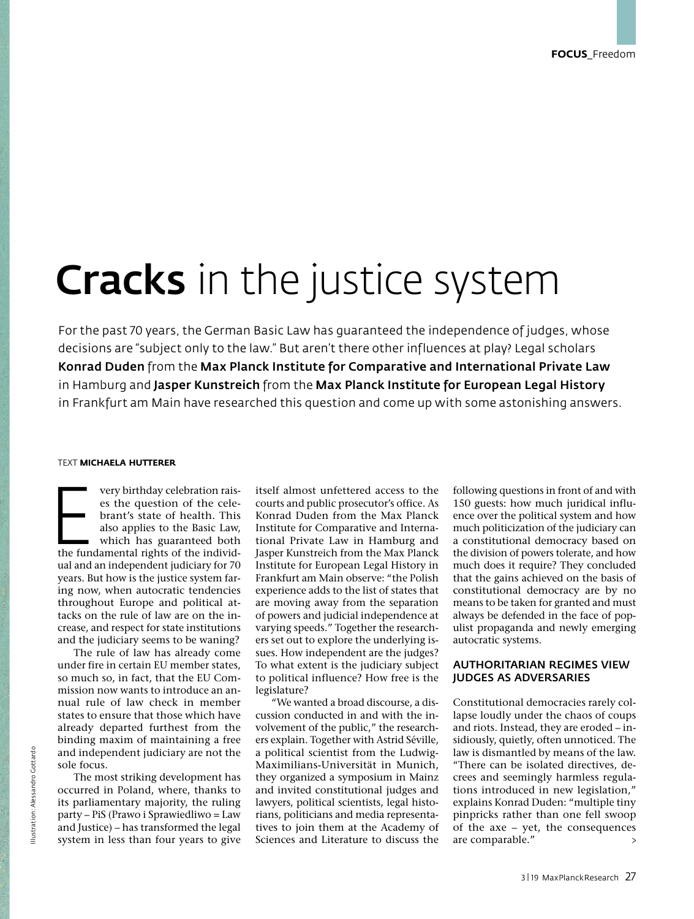# **Cracks** in the justice system

For the past 70 years, the German Basic Law has guaranteed the independence of judges, whose decisions are "subject only to the law." But aren't there other influences at play? Legal scholars **Konrad Duden** from the **Max Planck Institute for Comparative and International Private Law** in Hamburg and **Jasper Kunstreich** from the **Max Planck Institute for European Legal History** in Frankfurt am Main have researched this question and come up with some astonishing answers.

TEXT **MICHAELA HUTTERER**

Every birthday celebration raises the question of the celebrant's state of health. This also applies to the Basic Law, which has guaranteed both the fundamental rights of the individual and an independent judiciary for 70 years. But how is the justice system faring now, when autocratic tendencies throughout Europe and political attacks on the rule of law are on the increase, and respect for state institutions and the judiciary seems to be waning?

The rule of law has already come under fire in certain EU member states, so much so, in fact, that the EU Commission now wants to introduce an annual rule of law check in member states to ensure that those which have already departed furthest from the binding maxim of maintaining a free and independent judiciary are not the sole focus.

The most striking development has occurred in Poland, where, thanks to its parliamentary majority, the ruling party – PiS (Prawo i Sprawiedliwo = Law and Justice) – has transformed the legal system in less than four years to give itself almost unfettered access to the courts and public prosecutor's office. As Konrad Duden from the Max Planck Institute for Comparative and International Private Law in Hamburg and Jasper Kunstreich from the Max Planck Institute for European Legal History in Frankfurt am Main observe: "the Polish experience adds to the list of states that are moving away from the separation of powers and judicial independence at varying speeds." Together the researchers set out to explore the underlying issues. How independent are the judges? To what extent is the judiciary subject to political influence? How free is the legislature?

"We wanted a broad discourse, a discussion conducted in and with the involvement of the public," the researchers explain. Together with Astrid Séville, a political scientist from the Ludwig-Maximilians-Universität in Munich, they organized a symposium in Mainz and invited constitutional judges and lawyers, political scientists, legal historians, politicians and media representatives to join them at the Academy of Sciences and Literature to discuss the following questions in front of and with 150 guests: how much juridical influence over the political system and how much politicization of the judiciary can a constitutional democracy based on the division of powers tolerate, and how much does it require? They concluded that the gains achieved on the basis of constitutional democracy are by no means to be taken for granted and must always be defended in the face of populist propaganda and newly emerging autocratic systems.

## AUTHORITARIAN REGIMES VIEW JUDGES AS ADVERSARIES

Constitutional democracies rarely collapse loudly under the chaos of coups and riots. Instead, they are eroded – insidiously, quietly, often unnoticed. The law is dismantled by means of the law. "There can be isolated directives, decrees and seemingly harmless regulations introduced in new legislation," explains Konrad Duden: "multiple tiny pinpricks rather than one fell swoop of the axe – yet, the consequences are comparable."

Illustration: Alessandro Gottardo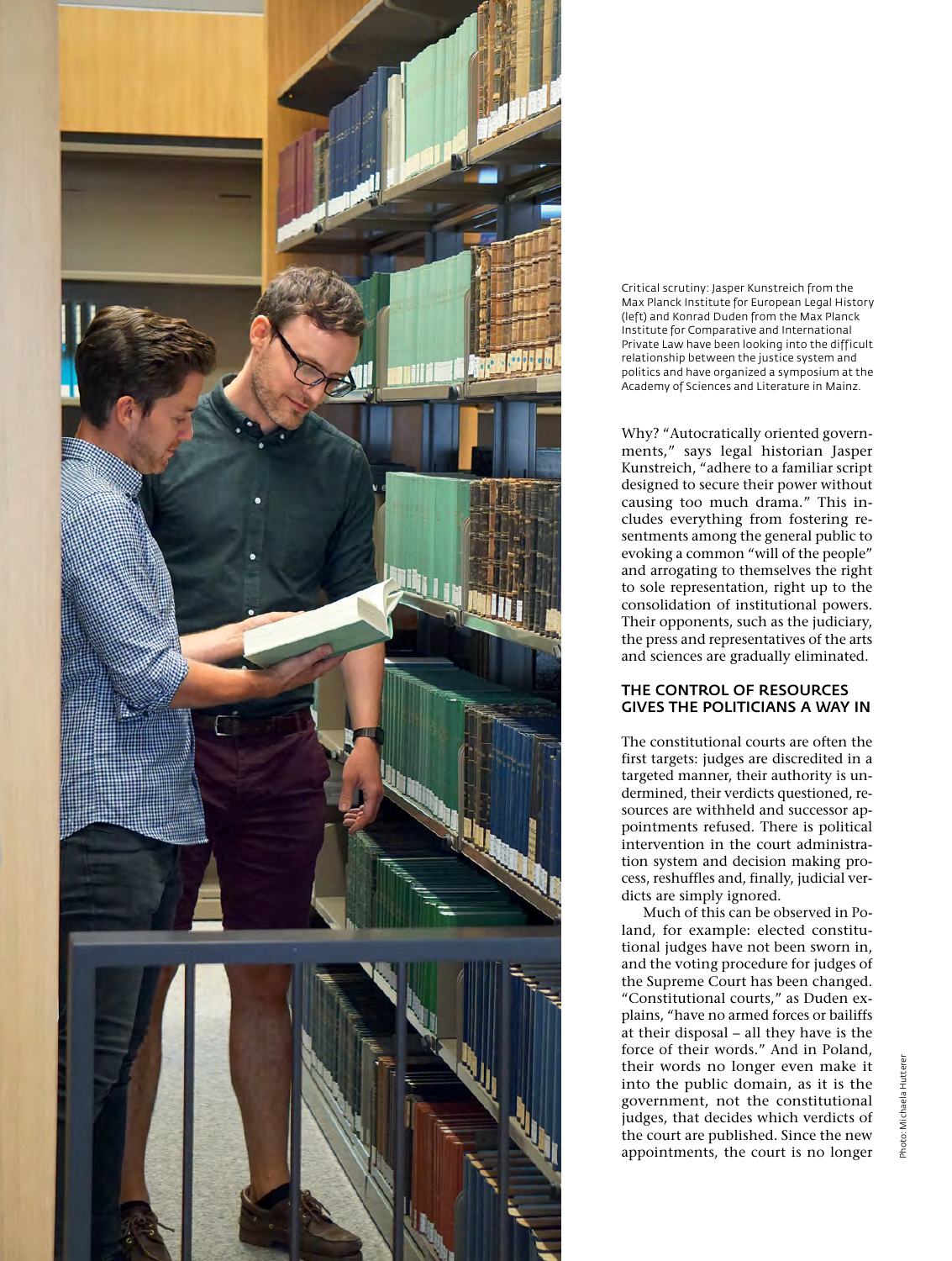Critical scrutiny: Jasper Kunstreich from the Max Planck Institute for European Legal History (left) and Konrad Duden from the Max Planck Institute for Comparative and International Private Law have been looking into the difficult relationship between the justice system and politics and have organized a symposium at the Academy of Sciences and Literature in Mainz.

Why? "Autocratically oriented governments," says legal historian Jasper Kunstreich, "adhere to a familiar script designed to secure their power without causing too much drama." This includes everything from fostering resentments among the general public to evoking a common "will of the people" and arrogating to themselves the right to sole representation, right up to the consolidation of institutional powers. Their opponents, such as the judiciary, the press and representatives of the arts and sciences are gradually eliminated.

## THE CONTROL OF RESOURCES GIVES THE POLITICIANS A WAY IN

The constitutional courts are often the first targets: judges are discredited in a targeted manner, their authority is undermined, their verdicts questioned, resources are withheld and successor appointments refused. There is political intervention in the court administration system and decision making process, reshuffles and, finally, judicial verdicts are simply ignored.

Much of this can be observed in Poland, for example: elected constitutional judges have not been sworn in, and the voting procedure for judges of the Supreme Court has been changed. "Constitutional courts," as Duden explains, "have no armed forces or bailiffs at their disposal – all they have is the force of their words." And in Poland, their words no longer even make it into the public domain, as it is the government, not the constitutional judges, that decides which verdicts of the court are published. Since the new appointments, the court is no longer

Photo: Michaela Hutterer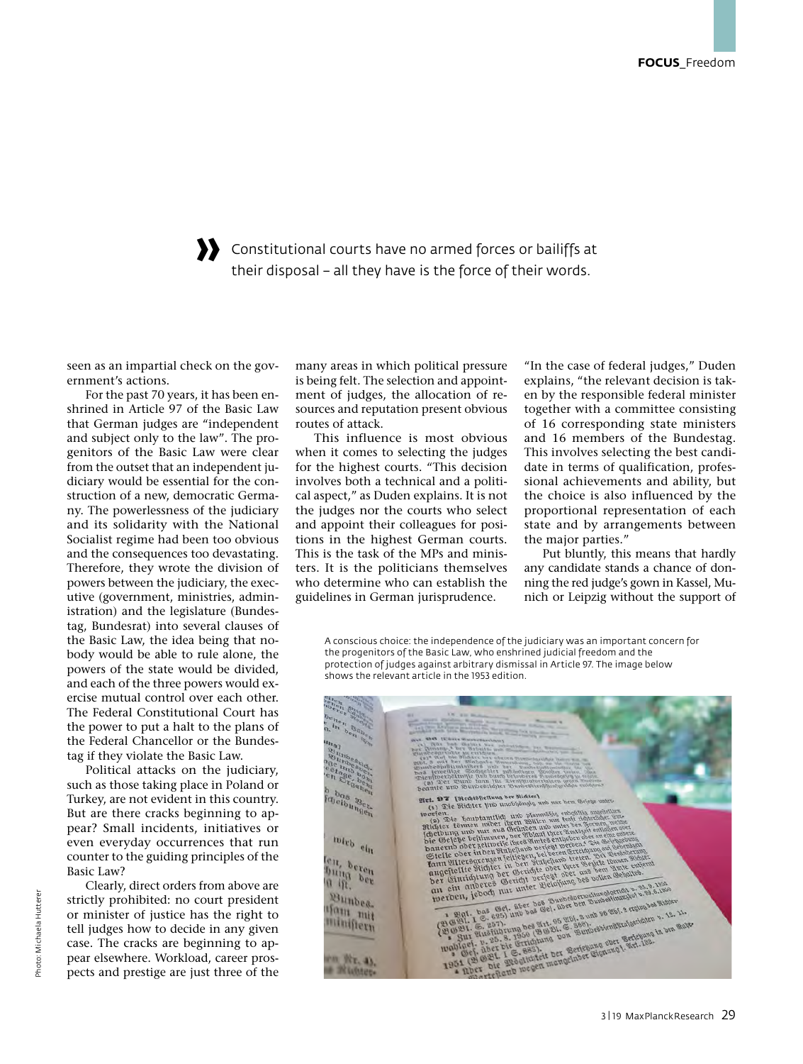Constitutional courts have no armed forces or bailiffs at their disposal – all they have is the force of their words.

seen as an impartial check on the government's actions.

For the past 70 years, it has been enshrined in Article 97 of the Basic Law that German judges are "independent and subject only to the law". The progenitors of the Basic Law were clear from the outset that an independent judiciary would be essential for the construction of a new, democratic Germany. The powerlessness of the judiciary and its solidarity with the National Socialist regime had been too obvious and the consequences too devastating. Therefore, they wrote the division of powers between the judiciary, the executive (government, ministries, administration) and the legislature (Bundestag, Bundesrat) into several clauses of the Basic Law, the idea being that nobody would be able to rule alone, the powers of the state would be divided, and each of the three powers would exercise mutual control over each other. The Federal Constitutional Court has the power to put a halt to the plans of the Federal Chancellor or the Bundestag if they violate the Basic Law.

Political attacks on the judiciary, such as those taking place in Poland or Turkey, are not evident in this country. But are there cracks beginning to appear? Small incidents, initiatives or even everyday occurrences that run counter to the guiding principles of the Basic Law?

Clearly, direct orders from above are strictly prohibited: no court president or minister of justice has the right to tell judges how to decide in any given case. The cracks are beginning to appear elsewhere. Workload, career prospects and prestige are just three of the many areas in which political pressure is being felt. The selection and appointment of judges, the allocation of resources and reputation present obvious routes of attack.

This influence is most obvious when it comes to selecting the judges for the highest courts. "This decision involves both a technical and a political aspect," as Duden explains. It is not the judges nor the courts who select and appoint their colleagues for positions in the highest German courts. This is the task of the MPs and ministers. It is the politicians themselves who determine who can establish the guidelines in German jurisprudence.

"In the case of federal judges," Duden explains, "the relevant decision is taken by the responsible federal minister together with a committee consisting of 16 corresponding state ministers and 16 members of the Bundestag. This involves selecting the best candidate in terms of qualification, professional achievements and ability, but the choice is also influenced by the proportional representation of each state and by arrangements between the major parties."

Put bluntly, this means that hardly any candidate stands a chance of donning the red judge's gown in Kassel, Munich or Leipzig without the support of

A conscious choice: the independence of the judiciary was an important concern for the progenitors of the Basic Law, who enshrined judicial freedom and the protection of judges against arbitrary dismissal in Article 97. The image below shows the relevant article in the 1953 edition.

Photo: Michaela Hutterer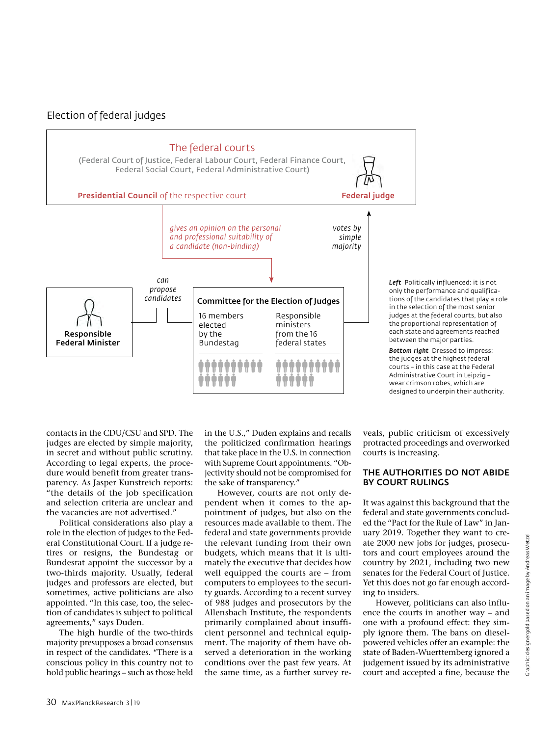## Election of federal judges

**The federal courts**
(Federal Court of Justice, Federal Labour Court, Federal Finance Court, Federal Social Court, Federal Administrative Court)

**Presidential Council** of the respective court

**Federal judge**

*gives an opinion on the personal and professional suitability of a candidate (non-binding)*

*votes by simple majority*

*can propose candidates*

**Responsible Federal Minister**

**Committee for the Election of Judges**

16 members elected by the Bundestag

Responsible ministers from the 16 federal states

***Left*** Politically influenced: it is not only the performance and qualifications of the candidates that play a role in the selection of the most senior judges at the federal courts, but also the proportional representation of each state and agreements reached between the major parties.

***Bottom right*** Dressed to impress: the judges at the highest federal courts – in this case at the Federal Administrative Court in Leipzig – wear crimson robes, which are designed to underpin their authority.

contacts in the CDU/CSU and SPD. The judges are elected by simple majority, in secret and without public scrutiny. According to legal experts, the procedure would benefit from greater transparency. As Jasper Kunstreich reports: "the details of the job specification and selection criteria are unclear and the vacancies are not advertised."

Political considerations also play a role in the election of judges to the Federal Constitutional Court. If a judge retires or resigns, the Bundestag or Bundesrat appoint the successor by a two-thirds majority. Usually, federal judges and professors are elected, but sometimes, active politicians are also appointed. "In this case, too, the selection of candidates is subject to political agreements," says Duden.

The high hurdle of the two-thirds majority presupposes a broad consensus in respect of the candidates. "There is a conscious policy in this country not to hold public hearings – such as those held in the U.S.," Duden explains and recalls the politicized confirmation hearings that take place in the U.S. in connection with Supreme Court appointments. "Objectivity should not be compromised for the sake of transparency."

However, courts are not only dependent when it comes to the appointment of judges, but also on the resources made available to them. The federal and state governments provide the relevant funding from their own budgets, which means that it is ultimately the executive that decides how well equipped the courts are – from computers to employees to the security guards. According to a recent survey of 988 judges and prosecutors by the Allensbach Institute, the respondents primarily complained about insufficient personnel and technical equipment. The majority of them have observed a deterioration in the working conditions over the past few years. At the same time, as a further survey reveals, public criticism of excessively protracted proceedings and overworked courts is increasing.

### THE AUTHORITIES DO NOT ABIDE BY COURT RULINGS

It was against this background that the federal and state governments concluded the "Pact for the Rule of Law" in January 2019. Together they want to create 2000 new jobs for judges, prosecutors and court employees around the country by 2021, including two new senates for the Federal Court of Justice. Yet this does not go far enough according to insiders.

However, politicians can also influence the courts in another way – and one with a profound effect: they simply ignore them. The bans on diesel-powered vehicles offer an example: the state of Baden-Wuerttemberg ignored a judgement issued by its administrative court and accepted a fine, because the

Graphic: designergold based on an image by Andreas Wetzel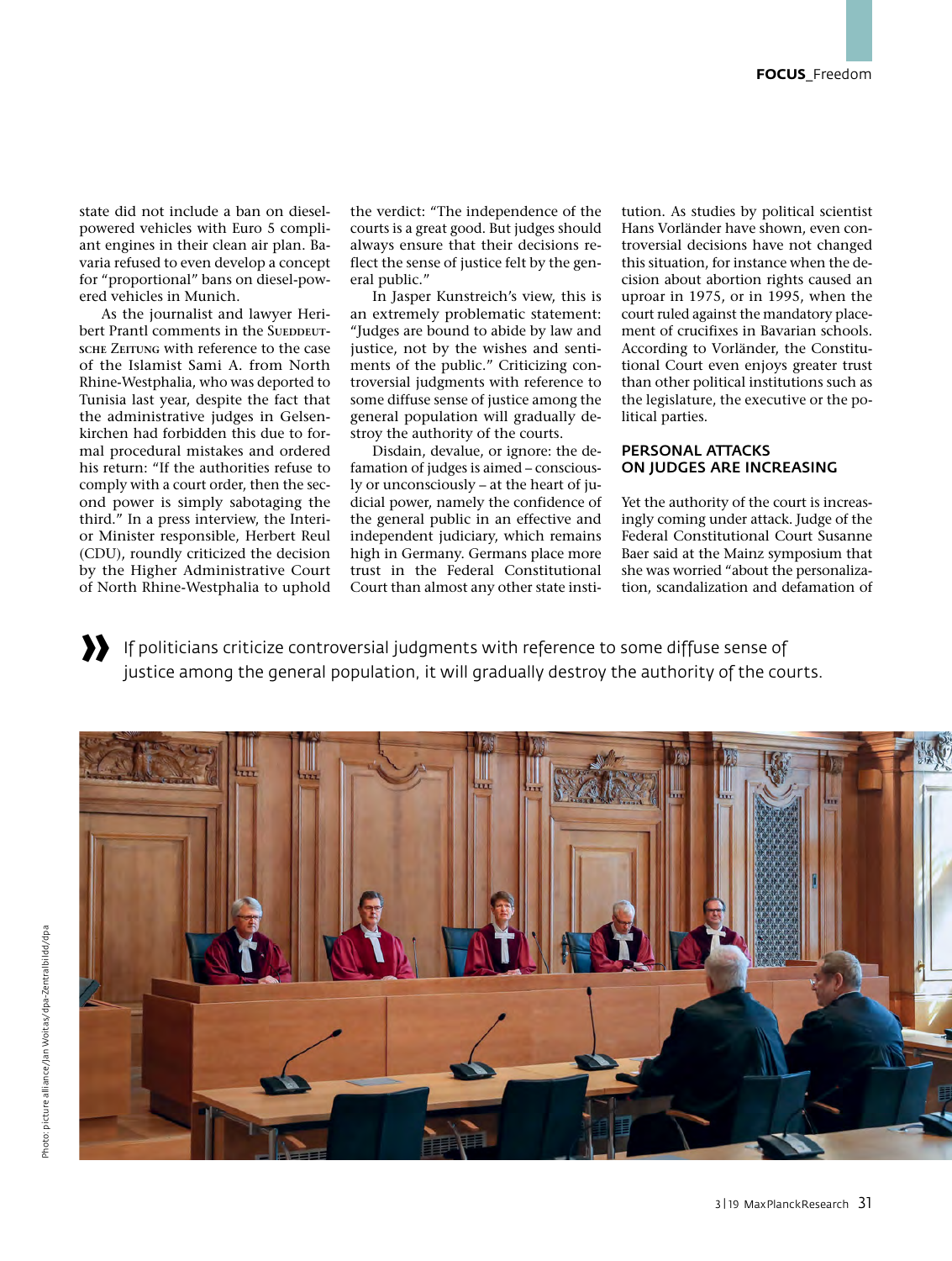state did not include a ban on diesel-powered vehicles with Euro 5 compliant engines in their clean air plan. Bavaria refused to even develop a concept for "proportional" bans on diesel-powered vehicles in Munich.

As the journalist and lawyer Heribert Prantl comments in the SUEDDEUTSCHE ZEITUNG with reference to the case of the Islamist Sami A. from North Rhine-Westphalia, who was deported to Tunisia last year, despite the fact that the administrative judges in Gelsenkirchen had forbidden this due to formal procedural mistakes and ordered his return: "If the authorities refuse to comply with a court order, then the second power is simply sabotaging the third." In a press interview, the Interior Minister responsible, Herbert Reul (CDU), roundly criticized the decision by the Higher Administrative Court of North Rhine-Westphalia to uphold the verdict: "The independence of the courts is a great good. But judges should always ensure that their decisions reflect the sense of justice felt by the general public."

In Jasper Kunstreich's view, this is an extremely problematic statement: "Judges are bound to abide by law and justice, not by the wishes and sentiments of the public." Criticizing controversial judgments with reference to some diffuse sense of justice among the general population will gradually destroy the authority of the courts.

Disdain, devalue, or ignore: the defamation of judges is aimed – consciously or unconsciously – at the heart of judicial power, namely the confidence of the general public in an effective and independent judiciary, which remains high in Germany. Germans place more trust in the Federal Constitutional Court than almost any other state institution. As studies by political scientist Hans Vorländer have shown, even controversial decisions have not changed this situation, for instance when the decision about abortion rights caused an uproar in 1975, or in 1995, when the court ruled against the mandatory placement of crucifixes in Bavarian schools. According to Vorländer, the Constitutional Court even enjoys greater trust than other political institutions such as the legislature, the executive or the political parties.

## PERSONAL ATTACKS ON JUDGES ARE INCREASING

Yet the authority of the court is increasingly coming under attack. Judge of the Federal Constitutional Court Susanne Baer said at the Mainz symposium that she was worried "about the personalization, scandalization and defamation of

» If politicians criticize controversial judgments with reference to some diffuse sense of justice among the general population, it will gradually destroy the authority of the courts.

Photo: picture alliance/Jan Woitas/dpa-Zentralbild/dpa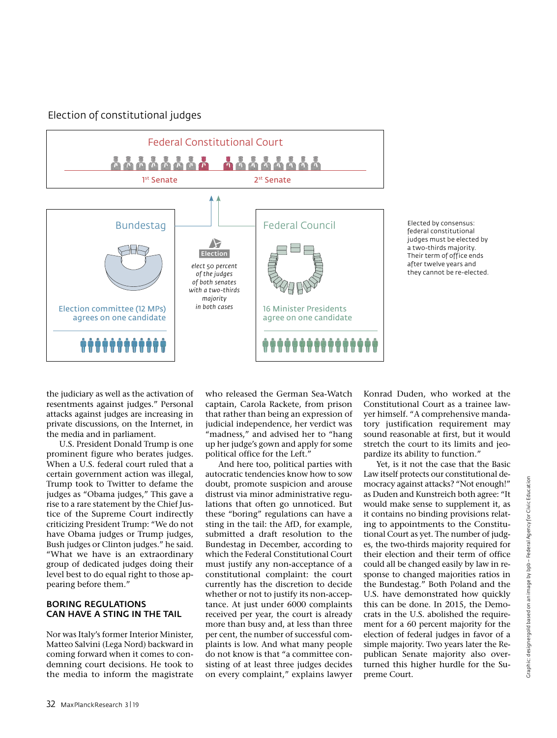## Election of constitutional judges

Federal Constitutional Court

1st Senate — 2nd Senate

Bundestag

Election committee (12 MPs) agrees on one candidate

Election

*elect 50 percent of the judges of both senates with a two-thirds majority in both cases*

Federal Council

16 Minister Presidents agree on one candidate

Elected by consensus: federal constitutional judges must be elected by a two-thirds majority. Their term of office ends after twelve years and they cannot be re-elected.

Graphic: designergold based on an image by bpb – Federal Agency for Civic Education

the judiciary as well as the activation of resentments against judges." Personal attacks against judges are increasing in private discussions, on the Internet, in the media and in parliament.

U.S. President Donald Trump is one prominent figure who berates judges. When a U.S. federal court ruled that a certain government action was illegal, Trump took to Twitter to defame the judges as "Obama judges," This gave a rise to a rare statement by the Chief Justice of the Supreme Court indirectly criticizing President Trump: "We do not have Obama judges or Trump judges, Bush judges or Clinton judges." he said. "What we have is an extraordinary group of dedicated judges doing their level best to do equal right to those appearing before them."

### BORING REGULATIONS CAN HAVE A STING IN THE TAIL

Nor was Italy's former Interior Minister, Matteo Salvini (Lega Nord) backward in coming forward when it comes to condemning court decisions. He took to the media to inform the magistrate who released the German Sea-Watch captain, Carola Rackete, from prison that rather than being an expression of judicial independence, her verdict was "madness," and advised her to "hang up her judge's gown and apply for some political office for the Left."

And here too, political parties with autocratic tendencies know how to sow doubt, promote suspicion and arouse distrust via minor administrative regulations that often go unnoticed. But these "boring" regulations can have a sting in the tail: the AfD, for example, submitted a draft resolution to the Bundestag in December, according to which the Federal Constitutional Court must justify any non-acceptance of a constitutional complaint: the court currently has the discretion to decide whether or not to justify its non-acceptance. At just under 6000 complaints received per year, the court is already more than busy and, at less than three per cent, the number of successful complaints is low. And what many people do not know is that "a committee consisting of at least three judges decides on every complaint," explains lawyer Konrad Duden, who worked at the Constitutional Court as a trainee lawyer himself. "A comprehensive mandatory justification requirement may sound reasonable at first, but it would stretch the court to its limits and jeopardize its ability to function."

Yet, is it not the case that the Basic Law itself protects our constitutional democracy against attacks? "Not enough!" as Duden and Kunstreich both agree: "It would make sense to supplement it, as it contains no binding provisions relating to appointments to the Constitutional Court as yet. The number of judges, the two-thirds majority required for their election and their term of office could all be changed easily by law in response to changed majorities ratios in the Bundestag." Both Poland and the U.S. have demonstrated how quickly this can be done. In 2015, the Democrats in the U.S. abolished the requirement for a 60 percent majority for the election of federal judges in favor of a simple majority. Two years later the Republican Senate majority also overturned this higher hurdle for the Supreme Court.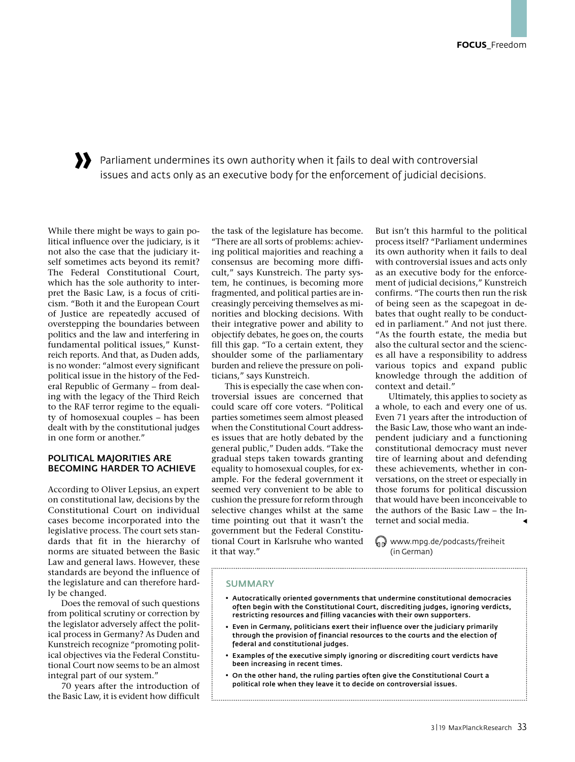» Parliament undermines its own authority when it fails to deal with controversial issues and acts only as an executive body for the enforcement of judicial decisions.

While there might be ways to gain political influence over the judiciary, is it not also the case that the judiciary itself sometimes acts beyond its remit? The Federal Constitutional Court, which has the sole authority to interpret the Basic Law, is a focus of criticism. "Both it and the European Court of Justice are repeatedly accused of overstepping the boundaries between politics and the law and interfering in fundamental political issues," Kunstreich reports. And that, as Duden adds, is no wonder: "almost every significant political issue in the history of the Federal Republic of Germany – from dealing with the legacy of the Third Reich to the RAF terror regime to the equality of homosexual couples – has been dealt with by the constitutional judges in one form or another."

## POLITICAL MAJORITIES ARE BECOMING HARDER TO ACHIEVE

According to Oliver Lepsius, an expert on constitutional law, decisions by the Constitutional Court on individual cases become incorporated into the legislative process. The court sets standards that fit in the hierarchy of norms are situated between the Basic Law and general laws. However, these standards are beyond the influence of the legislature and can therefore hardly be changed.

Does the removal of such questions from political scrutiny or correction by the legislator adversely affect the political process in Germany? As Duden and Kunstreich recognize "promoting political objectives via the Federal Constitutional Court now seems to be an almost integral part of our system."

70 years after the introduction of the Basic Law, it is evident how difficult the task of the legislature has become. "There are all sorts of problems: achieving political majorities and reaching a consensus are becoming more difficult," says Kunstreich. The party system, he continues, is becoming more fragmented, and political parties are increasingly perceiving themselves as minorities and blocking decisions. With their integrative power and ability to objectify debates, he goes on, the courts fill this gap. "To a certain extent, they shoulder some of the parliamentary burden and relieve the pressure on politicians," says Kunstreich.

This is especially the case when controversial issues are concerned that could scare off core voters. "Political parties sometimes seem almost pleased when the Constitutional Court addresses issues that are hotly debated by the general public," Duden adds. "Take the gradual steps taken towards granting equality to homosexual couples, for example. For the federal government it seemed very convenient to be able to cushion the pressure for reform through selective changes whilst at the same time pointing out that it wasn't the government but the Federal Constitutional Court in Karlsruhe who wanted it that way."

But isn't this harmful to the political process itself? "Parliament undermines its own authority when it fails to deal with controversial issues and acts only as an executive body for the enforcement of judicial decisions," Kunstreich confirms. "The courts then run the risk of being seen as the scapegoat in debates that ought really to be conducted in parliament." And not just there. "As the fourth estate, the media but also the cultural sector and the sciences all have a responsibility to address various topics and expand public knowledge through the addition of context and detail."

Ultimately, this applies to society as a whole, to each and every one of us. Even 71 years after the introduction of the Basic Law, those who want an independent judiciary and a functioning constitutional democracy must never tire of learning about and defending these achievements, whether in conversations, on the street or especially in those forums for political discussion that would have been inconceivable to the authors of the Basic Law – the Internet and social media. ◂

www.mpg.de/podcasts/freiheit (in German)

## SUMMARY

- **Autocratically oriented governments that undermine constitutional democracies often begin with the Constitutional Court, discrediting judges, ignoring verdicts, restricting resources and filling vacancies with their own supporters.**
- **Even in Germany, politicians exert their influence over the judiciary primarily through the provision of financial resources to the courts and the election of federal and constitutional judges.**
- **Examples of the executive simply ignoring or discrediting court verdicts have been increasing in recent times.**
- **On the other hand, the ruling parties often give the Constitutional Court a political role when they leave it to decide on controversial issues.**